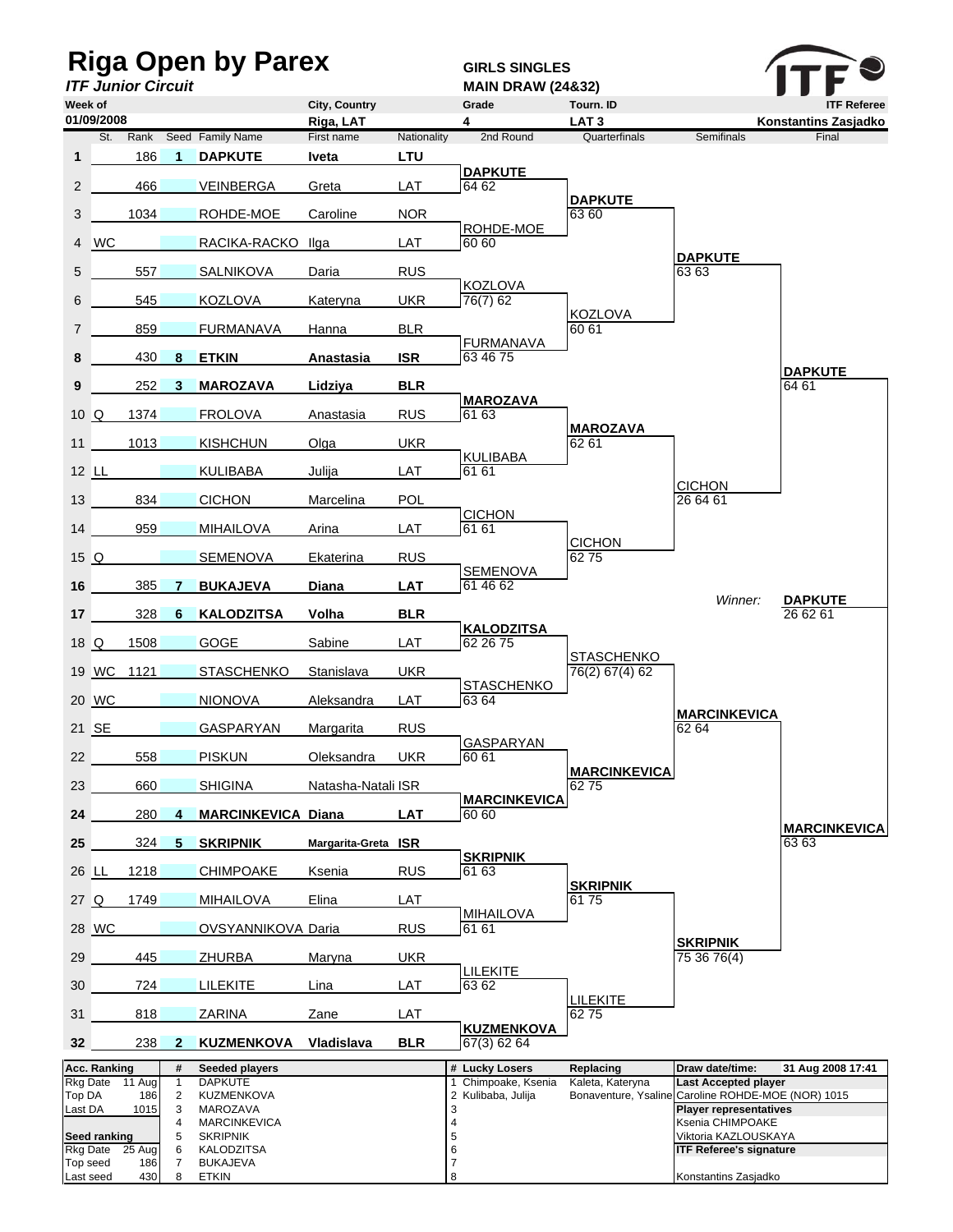# Riga Open by Parex

*ITF Junior Circuit*

**GIRLS SINGLES**
**MAIN DRAW (24&32)**

ITF

| Week of | City, Country | Grade | Tourn. ID | ITF Referee |
|---|---|---|---|---|
| 01/09/2008 | Riga, LAT | 4 | LAT 3 | Konstantins Zasjadko |

| # | St. | Rank | Seed | Family Name | First name | Nationality | 2nd Round | Quarterfinals | Semifinals | Final |
|---|---|---|---|---|---|---|---|---|---|---|
| **1** | | 186 | **1** | **DAPKUTE** | **Iveta** | **LTU** | | | | |
| 2 | | 466 | | VEINBERGA | Greta | LAT | **DAPKUTE** 64 62 | | | |
| 3 | | 1034 | | ROHDE-MOE | Caroline | NOR | | **DAPKUTE** 63 60 | | |
| 4 | WC | | | RACIKA-RACKO | Ilga | LAT | ROHDE-MOE 60 60 | | | |
| 5 | | 557 | | SALNIKOVA | Daria | RUS | | | **DAPKUTE** 63 63 | |
| 6 | | 545 | | KOZLOVA | Kateryna | UKR | KOZLOVA 76(7) 62 | | | |
| 7 | | 859 | | FURMANAVA | Hanna | BLR | | KOZLOVA 60 61 | | |
| **8** | | 430 | **8** | **ETKIN** | **Anastasia** | **ISR** | FURMANAVA 63 46 75 | | | |
| **9** | | 252 | **3** | **MAROZAVA** | **Lidziya** | **BLR** | | | | **DAPKUTE** 64 61 |
| 10 | Q | 1374 | | FROLOVA | Anastasia | RUS | **MAROZAVA** 61 63 | | | |
| 11 | | 1013 | | KISHCHUN | Olga | UKR | | **MAROZAVA** 62 61 | | |
| 12 | LL | | | KULIBABA | Julija | LAT | KULIBABA 61 61 | | | |
| 13 | | 834 | | CICHON | Marcelina | POL | | | CICHON 26 64 61 | |
| 14 | | 959 | | MIHAILOVA | Arina | LAT | CICHON 61 61 | | | |
| 15 | Q | | | SEMENOVA | Ekaterina | RUS | | CICHON 62 75 | | |
| **16** | | 385 | **7** | **BUKAJEVA** | **Diana** | **LAT** | SEMENOVA 61 46 62 | | | |
| **17** | | 328 | **6** | **KALODZITSA** | **Volha** | **BLR** | | | *Winner:* | **DAPKUTE** 26 62 61 |
| 18 | Q | 1508 | | GOGE | Sabine | LAT | **KALODZITSA** 62 26 75 | | | |
| 19 | WC | 1121 | | STASCHENKO | Stanislava | UKR | | STASCHENKO 76(2) 67(4) 62 | | |
| 20 | WC | | | NIONOVA | Aleksandra | LAT | STASCHENKO 63 64 | | | |
| 21 | SE | | | GASPARYAN | Margarita | RUS | | | **MARCINKEVICA** 62 64 | |
| 22 | | 558 | | PISKUN | Oleksandra | UKR | GASPARYAN 60 61 | | | |
| 23 | | 660 | | SHIGINA | Natasha-Natali | ISR | | **MARCINKEVICA** 62 75 | | |
| **24** | | 280 | **4** | **MARCINKEVICA** | **Diana** | **LAT** | **MARCINKEVICA** 60 60 | | | |
| **25** | | 324 | **5** | **SKRIPNIK** | **Margarita-Greta** | **ISR** | | | | **MARCINKEVICA** 63 63 |
| 26 | LL | 1218 | | CHIMPOAKE | Ksenia | RUS | **SKRIPNIK** 61 63 | | | |
| 27 | Q | 1749 | | MIHAILOVA | Elina | LAT | | **SKRIPNIK** 61 75 | | |
| 28 | WC | | | OVSYANNIKOVA | Daria | RUS | MIHAILOVA 61 61 | | | |
| 29 | | 445 | | ZHURBA | Maryna | UKR | | | **SKRIPNIK** 75 36 76(4) | |
| 30 | | 724 | | LILEKITE | Lina | LAT | LILEKITE 63 62 | | | |
| 31 | | 818 | | ZARINA | Zane | LAT | | LILEKITE 62 75 | | |
| **32** | | 238 | **2** | **KUZMENKOVA** | **Vladislava** | **BLR** | **KUZMENKOVA** 67(3) 62 64 | | | |

| Acc. Ranking | | # | Seeded players | # | Lucky Losers | Replacing | Draw date/time: 31 Aug 2008 17:41 |
|---|---|---|---|---|---|---|---|
| Rkg Date | 11 Aug | 1 | DAPKUTE | 1 | Chimpoake, Ksenia | Kaleta, Kateryna | **Last Accepted player** |
| Top DA | 186 | 2 | KUZMENKOVA | 2 | Kulibaba, Julija | Bonaventure, Ysaline | Caroline ROHDE-MOE (NOR) 1015 |
| Last DA | 1015 | 3 | MAROZAVA | 3 | | | **Player representatives** |
| | | 4 | MARCINKEVICA | 4 | | | Ksenia CHIMPOAKE |
| **Seed ranking** | | 5 | SKRIPNIK | 5 | | | Viktoria KAZLOUSKAYA |
| Rkg Date | 25 Aug | 6 | KALODZITSA | 6 | | | **ITF Referee's signature** |
| Top seed | 186 | 7 | BUKAJEVA | 7 | | | |
| Last seed | 430 | 8 | ETKIN | 8 | | | Konstantins Zasjadko |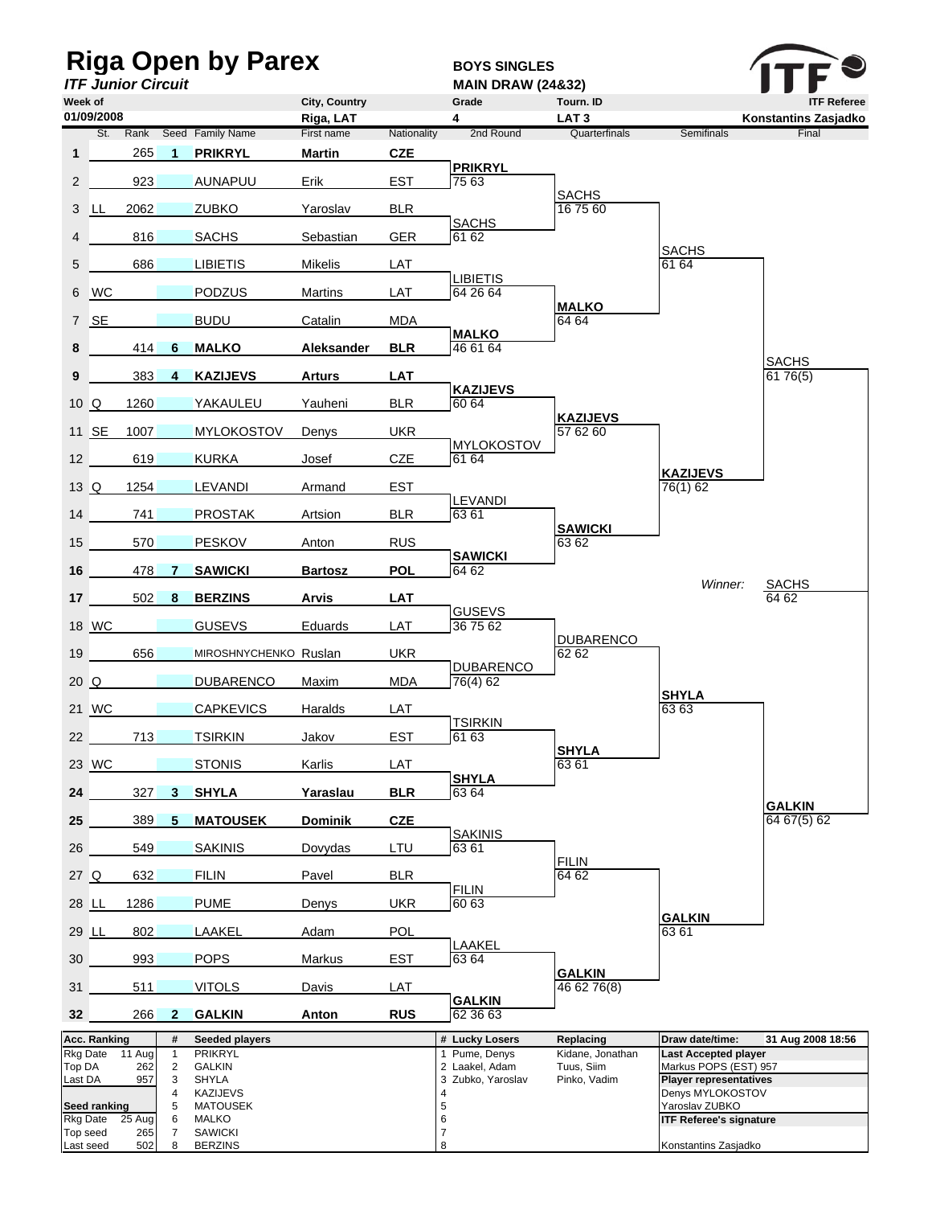# Riga Open by Parex

***ITF Junior Circuit***

**BOYS SINGLES**
**MAIN DRAW (24&32)**

| Week of | City, Country | Grade | Tourn. ID | ITF Referee |
|---|---|---|---|---|
| 01/09/2008 | Riga, LAT | 4 | LAT 3 | Konstantins Zasjadko |

| # | St. | Rank | Seed | Family Name | First name | Nationality | 2nd Round | Quarterfinals | Semifinals | Final |
|---|---|---|---|---|---|---|---|---|---|---|
| **1** | | 265 | **1** | **PRIKRYL** | **Martin** | **CZE** | | | | |
| | | | | | | | **PRIKRYL** 75 63 | | | |
| 2 | | 923 | | AUNAPUU | Erik | EST | | | | |
| | | | | | | | | SACHS 16 75 60 | | |
| 3 | LL | 2062 | | ZUBKO | Yaroslav | BLR | | | | |
| | | | | | | | SACHS 61 62 | | | |
| 4 | | 816 | | SACHS | Sebastian | GER | | | | |
| | | | | | | | | | SACHS 61 64 | |
| 5 | | 686 | | LIBIETIS | Mikelis | LAT | | | | |
| | | | | | | | LIBIETIS 64 26 64 | | | |
| 6 | WC | | | PODZUS | Martins | LAT | | | | |
| | | | | | | | | **MALKO** 64 64 | | |
| 7 | SE | | | BUDU | Catalin | MDA | | | | |
| | | | | | | | **MALKO** 46 61 64 | | | |
| **8** | | 414 | **6** | **MALKO** | **Aleksander** | **BLR** | | | | |
| | | | | | | | | | | SACHS 61 76(5) |
| **9** | | 383 | **4** | **KAZIJEVS** | **Arturs** | **LAT** | | | | |
| | | | | | | | **KAZIJEVS** 60 64 | | | |
| 10 | Q | 1260 | | YAKAULEU | Yauheni | BLR | | | | |
| | | | | | | | | **KAZIJEVS** 57 62 60 | | |
| 11 | SE | 1007 | | MYLOKOSTOV | Denys | UKR | | | | |
| | | | | | | | MYLOKOSTOV 61 64 | | | |
| 12 | | 619 | | KURKA | Josef | CZE | | | | |
| | | | | | | | | | **KAZIJEVS** 76(1) 62 | |
| 13 | Q | 1254 | | LEVANDI | Armand | EST | | | | |
| | | | | | | | LEVANDI 63 61 | | | |
| 14 | | 741 | | PROSTAK | Artsion | BLR | | | | |
| | | | | | | | | **SAWICKI** 63 62 | | |
| 15 | | 570 | | PESKOV | Anton | RUS | | | | |
| | | | | | | | **SAWICKI** 64 62 | | | |
| **16** | | 478 | **7** | **SAWICKI** | **Bartosz** | **POL** | | | | |
| | | | | | | | | | *Winner:* | SACHS 64 62 |
| **17** | | 502 | **8** | **BERZINS** | **Arvis** | **LAT** | | | | |
| | | | | | | | GUSEVS 36 75 62 | | | |
| 18 | WC | | | GUSEVS | Eduards | LAT | | | | |
| | | | | | | | | DUBARENCO 62 62 | | |
| 19 | | 656 | | MIROSHNYCHENKO | Ruslan | UKR | | | | |
| | | | | | | | DUBARENCO 76(4) 62 | | | |
| 20 | Q | | | DUBARENCO | Maxim | MDA | | | | |
| | | | | | | | | | **SHYLA** 63 63 | |
| 21 | WC | | | CAPKEVICS | Haralds | LAT | | | | |
| | | | | | | | TSIRKIN 61 63 | | | |
| 22 | | 713 | | TSIRKIN | Jakov | EST | | | | |
| | | | | | | | | **SHYLA** 63 61 | | |
| 23 | WC | | | STONIS | Karlis | LAT | | | | |
| | | | | | | | **SHYLA** 63 64 | | | |
| **24** | | 327 | **3** | **SHYLA** | **Yaraslau** | **BLR** | | | | |
| | | | | | | | | | | **GALKIN** 64 67(5) 62 |
| **25** | | 389 | **5** | **MATOUSEK** | **Dominik** | **CZE** | | | | |
| | | | | | | | SAKINIS 63 61 | | | |
| 26 | | 549 | | SAKINIS | Dovydas | LTU | | | | |
| | | | | | | | | FILIN 64 62 | | |
| 27 | Q | 632 | | FILIN | Pavel | BLR | | | | |
| | | | | | | | FILIN 60 63 | | | |
| 28 | LL | 1286 | | PUME | Denys | UKR | | | | |
| | | | | | | | | | **GALKIN** 63 61 | |
| 29 | LL | 802 | | LAAKEL | Adam | POL | | | | |
| | | | | | | | LAAKEL 63 64 | | | |
| 30 | | 993 | | POPS | Markus | EST | | | | |
| | | | | | | | | **GALKIN** 46 62 76(8) | | |
| 31 | | 511 | | VITOLS | Davis | LAT | | | | |
| | | | | | | | **GALKIN** 62 36 63 | | | |
| **32** | | 266 | **2** | **GALKIN** | **Anton** | **RUS** | | | | |

| Acc. Ranking | | # | Seeded players | # | Lucky Losers | Replacing | Draw date/time: | 31 Aug 2008 18:56 |
|---|---|---|---|---|---|---|---|---|
| Rkg Date | 11 Aug | 1 | PRIKRYL | 1 | Pume, Denys | Kidane, Jonathan | **Last Accepted player** | |
| Top DA | 262 | 2 | GALKIN | 2 | Laakel, Adam | Tuus, Siim | Markus POPS (EST) 957 | |
| Last DA | 957 | 3 | SHYLA | 3 | Zubko, Yaroslav | Pinko, Vadim | **Player representatives** | |
| | | 4 | KAZIJEVS | 4 | | | Denys MYLOKOSTOV | |
| **Seed ranking** | | 5 | MATOUSEK | 5 | | | Yaroslav ZUBKO | |
| Rkg Date | 25 Aug | 6 | MALKO | 6 | | | **ITF Referee's signature** | |
| Top seed | 265 | 7 | SAWICKI | 7 | | | | |
| Last seed | 502 | 8 | BERZINS | 8 | | | Konstantins Zasjadko | |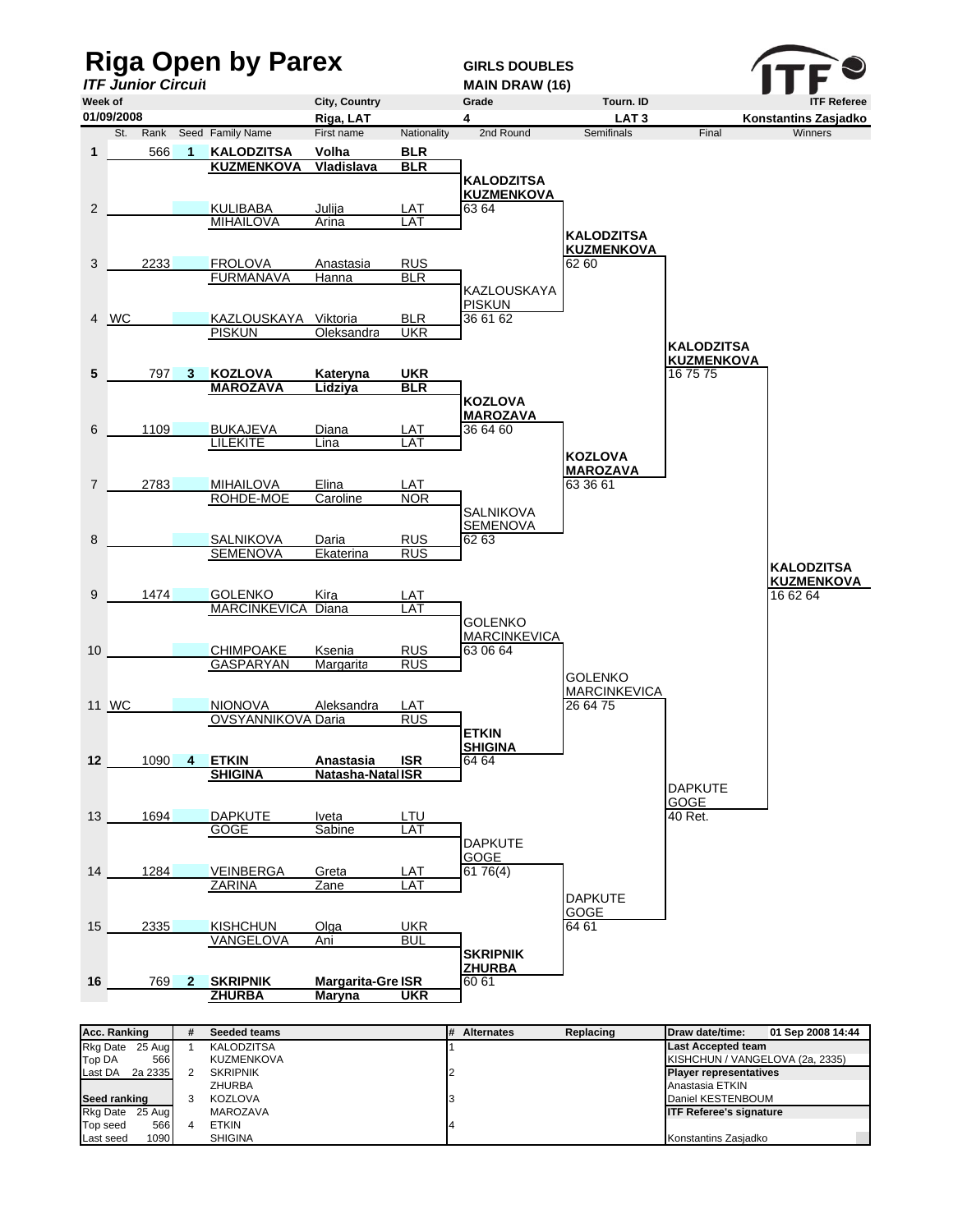# Riga Open by Parex

*ITF Junior Circuit*

**GIRLS DOUBLES**
**MAIN DRAW (16)**

| Week of | City, Country | Grade | Tourn. ID | ITF Referee |
|---|---|---|---|---|
| 01/09/2008 | Riga, LAT | 4 | LAT 3 | Konstantins Zasjadko |

| # | St. | Rank | Seed | Family Name | First name | Nationality |
|---|---|---|---|---|---|---|
| 1 | | 566 | 1 | **KALODZITSA** | **Volha** | **BLR** |
| | | | | **KUZMENKOVA** | **Vladislava** | **BLR** |
| 2 | | | | KULIBABA | Julija | LAT |
| | | | | MIHAILOVA | Arina | LAT |
| 3 | | 2233 | | FROLOVA | Anastasia | RUS |
| | | | | FURMANAVA | Hanna | BLR |
| 4 | WC | | | KAZLOUSKAYA | Viktoria | BLR |
| | | | | PISKUN | Oleksandra | UKR |
| 5 | | 797 | 3 | **KOZLOVA** | **Kateryna** | **UKR** |
| | | | | **MAROZAVA** | **Lidziya** | **BLR** |
| 6 | | 1109 | | BUKAJEVA | Diana | LAT |
| | | | | LILEKITE | Lina | LAT |
| 7 | | 2783 | | MIHAILOVA | Elina | LAT |
| | | | | ROHDE-MOE | Caroline | NOR |
| 8 | | | | SALNIKOVA | Daria | RUS |
| | | | | SEMENOVA | Ekaterina | RUS |
| 9 | | 1474 | | GOLENKO | Kira | LAT |
| | | | | MARCINKEVICA | Diana | LAT |
| 10 | | | | CHIMPOAKE | Ksenia | RUS |
| | | | | GASPARYAN | Margarita | RUS |
| 11 | WC | | | NIONOVA | Aleksandra | LAT |
| | | | | OVSYANNIKOVA | Daria | RUS |
| 12 | | 1090 | 4 | **ETKIN** | **Anastasia** | **ISR** |
| | | | | **SHIGINA** | **Natasha-Natal** | **ISR** |
| 13 | | 1694 | | DAPKUTE | Iveta | LTU |
| | | | | GOGE | Sabine | LAT |
| 14 | | 1284 | | VEINBERGA | Greta | LAT |
| | | | | ZARINA | Zane | LAT |
| 15 | | 2335 | | KISHCHUN | Olga | UKR |
| | | | | VANGELOVA | Ani | BUL |
| 16 | | 769 | 2 | **SKRIPNIK** | **Margarita-Gre** | **ISR** |
| | | | | **ZHURBA** | **Maryna** | **UKR** |

**2nd Round**

- **KALODZITSA / KUZMENKOVA** d. KULIBABA / MIHAILOVA 63 64
- KAZLOUSKAYA / PISKUN d. FROLOVA / FURMANAVA 36 61 62
- **KOZLOVA / MAROZAVA** d. BUKAJEVA / LILEKITE 36 64 60
- SALNIKOVA / SEMENOVA d. MIHAILOVA / ROHDE-MOE 62 63
- GOLENKO / MARCINKEVICA d. CHIMPOAKE / GASPARYAN 63 06 64
- **ETKIN / SHIGINA** d. NIONOVA / OVSYANNIKOVA 64 64
- DAPKUTE / GOGE d. VEINBERGA / ZARINA 61 76(4)
- **SKRIPNIK / ZHURBA** d. KISHCHUN / VANGELOVA 60 61

**Semifinals**

- **KALODZITSA / KUZMENKOVA** 62 60
- **KOZLOVA / MAROZAVA** 63 36 61
- GOLENKO / MARCINKEVICA 26 64 75
- DAPKUTE / GOGE 64 61

**Final**

- **KALODZITSA / KUZMENKOVA** 16 75 75
- DAPKUTE / GOGE 40 Ret.

**Winners**

- **KALODZITSA / KUZMENKOVA** 16 62 64

| Acc. Ranking | | # | Seeded teams | # | Alternates | Replacing | Draw date/time: | 01 Sep 2008 14:44 |
|---|---|---|---|---|---|---|---|---|
| Rkg Date | 25 Aug | 1 | KALODZITSA | 1 | | | **Last Accepted team** | |
| Top DA | 566 | | KUZMENKOVA | | | | KISHCHUN / VANGELOVA (2a, 2335) | |
| Last DA | 2a 2335 | 2 | SKRIPNIK | 2 | | | **Player representatives** | |
| | | | ZHURBA | | | | Anastasia ETKIN | |
| **Seed ranking** | | 3 | KOZLOVA | 3 | | | Daniel KESTENBOUM | |
| Rkg Date | 25 Aug | | MAROZAVA | | | | **ITF Referee's signature** | |
| Top seed | 566 | 4 | ETKIN | 4 | | | | |
| Last seed | 1090 | | SHIGINA | | | | Konstantins Zasjadko | |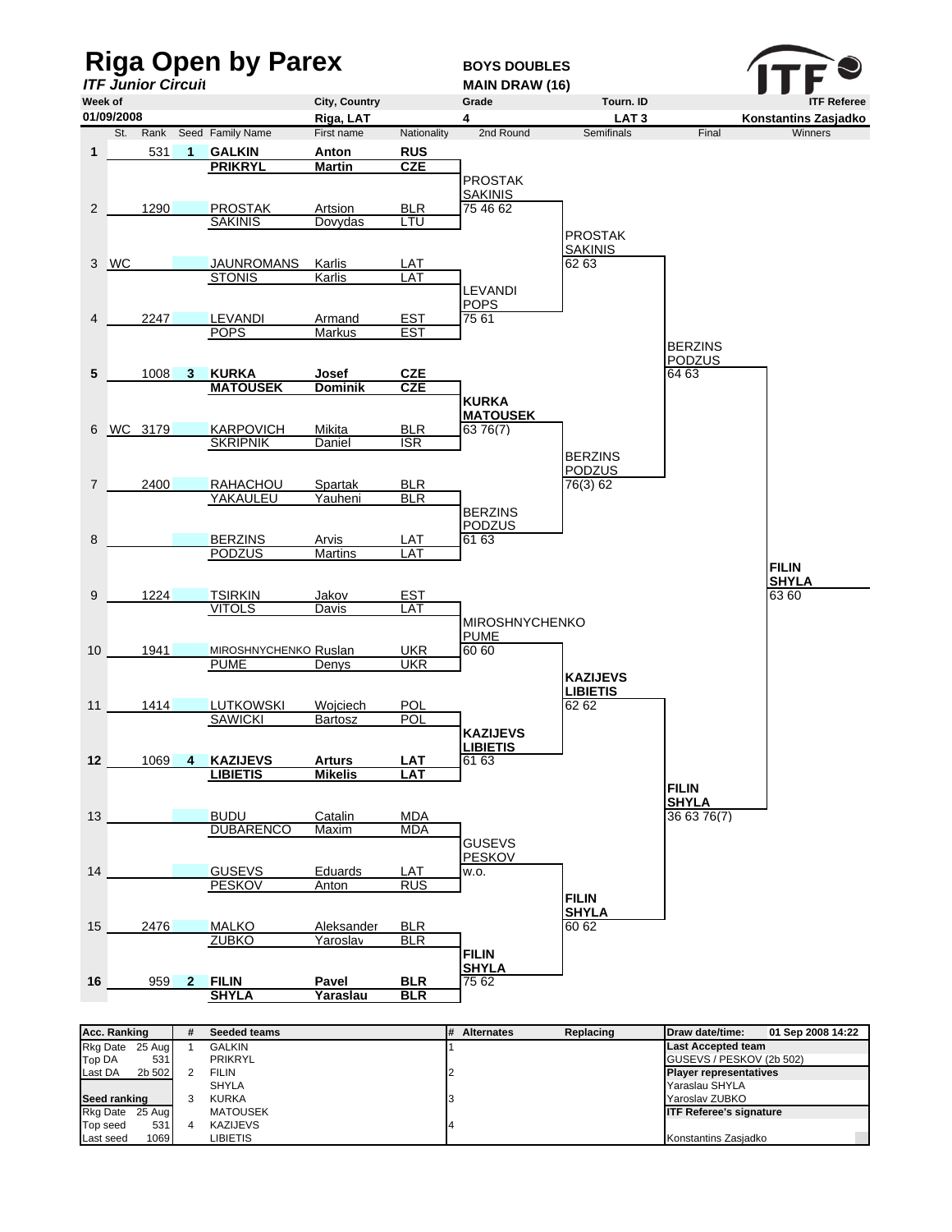# Riga Open by Parex

***ITF Junior Circuit***

**BOYS DOUBLES**
**MAIN DRAW (16)**

| Week of | City, Country | Grade | Tourn. ID | ITF Referee |
|---|---|---|---|---|
| 01/09/2008 | Riga, LAT | 4 | LAT 3 | Konstantins Zasjadko |

| # | St. | Rank | Seed | Family Name | First name | Nationality |
|---|---|---|---|---|---|---|
| 1 | | 531 | 1 | **GALKIN** | **Anton** | **RUS** |
| | | | | **PRIKRYL** | **Martin** | **CZE** |
| 2 | | 1290 | | PROSTAK | Artsion | BLR |
| | | | | SAKINIS | Dovydas | LTU |
| 3 | WC | | | JAUNROMANS | Karlis | LAT |
| | | | | STONIS | Karlis | LAT |
| 4 | | 2247 | | LEVANDI | Armand | EST |
| | | | | POPS | Markus | EST |
| 5 | | 1008 | 3 | **KURKA** | **Josef** | **CZE** |
| | | | | **MATOUSEK** | **Dominik** | **CZE** |
| 6 | WC | 3179 | | KARPOVICH | Mikita | BLR |
| | | | | SKRIPNIK | Daniel | ISR |
| 7 | | 2400 | | RAHACHOU | Spartak | BLR |
| | | | | YAKAULEU | Yauheni | BLR |
| 8 | | | | BERZINS | Arvis | LAT |
| | | | | PODZUS | Martins | LAT |
| 9 | | 1224 | | TSIRKIN | Jakov | EST |
| | | | | VITOLS | Davis | LAT |
| 10 | | 1941 | | MIROSHNYCHENKO | Ruslan | UKR |
| | | | | PUME | Denys | UKR |
| 11 | | 1414 | | LUTKOWSKI | Wojciech | POL |
| | | | | SAWICKI | Bartosz | POL |
| 12 | | 1069 | 4 | **KAZIJEVS** | **Arturs** | **LAT** |
| | | | | **LIBIETIS** | **Mikelis** | **LAT** |
| 13 | | | | BUDU | Catalin | MDA |
| | | | | DUBARENCO | Maxim | MDA |
| 14 | | | | GUSEVS | Eduards | LAT |
| | | | | PESKOV | Anton | RUS |
| 15 | | 2476 | | MALKO | Aleksander | BLR |
| | | | | ZUBKO | Yaroslav | BLR |
| 16 | | 959 | 2 | **FILIN** | **Pavel** | **BLR** |
| | | | | **SHYLA** | **Yaraslau** | **BLR** |

**2nd Round**

- PROSTAK / SAKINIS 75 46 62
- LEVANDI / POPS 75 61
- **KURKA / MATOUSEK** 63 76(7)
- BERZINS / PODZUS 61 63
- MIROSHNYCHENKO / PUME 60 60
- **KAZIJEVS / LIBIETIS** 61 63
- GUSEVS / PESKOV w.o.
- **FILIN / SHYLA** 75 62

**Semifinals**

- PROSTAK / SAKINIS 62 63
- BERZINS / PODZUS 76(3) 62
- **KAZIJEVS / LIBIETIS** 62 62
- **FILIN / SHYLA** 60 62

**Final**

- BERZINS / PODZUS 64 63
- **FILIN / SHYLA** 36 63 76(7)

**Winners**

- **FILIN / SHYLA** 63 60

| Acc. Ranking | | # | Seeded teams | # | Alternates | Replacing | Draw date/time: | 01 Sep 2008 14:22 |
|---|---|---|---|---|---|---|---|---|
| Rkg Date | 25 Aug | 1 | GALKIN | 1 | | | **Last Accepted team** | |
| Top DA | 531 | | PRIKRYL | | | | GUSEVS / PESKOV (2b 502) | |
| Last DA | 2b 502 | 2 | FILIN | 2 | | | **Player representatives** | |
| | | | SHYLA | | | | Yaraslau SHYLA | |
| **Seed ranking** | | 3 | KURKA | 3 | | | Yaroslav ZUBKO | |
| Rkg Date | 25 Aug | | MATOUSEK | | | | **ITF Referee's signature** | |
| Top seed | 531 | 4 | KAZIJEVS | 4 | | | | |
| Last seed | 1069 | | LIBIETIS | | | | Konstantins Zasjadko | |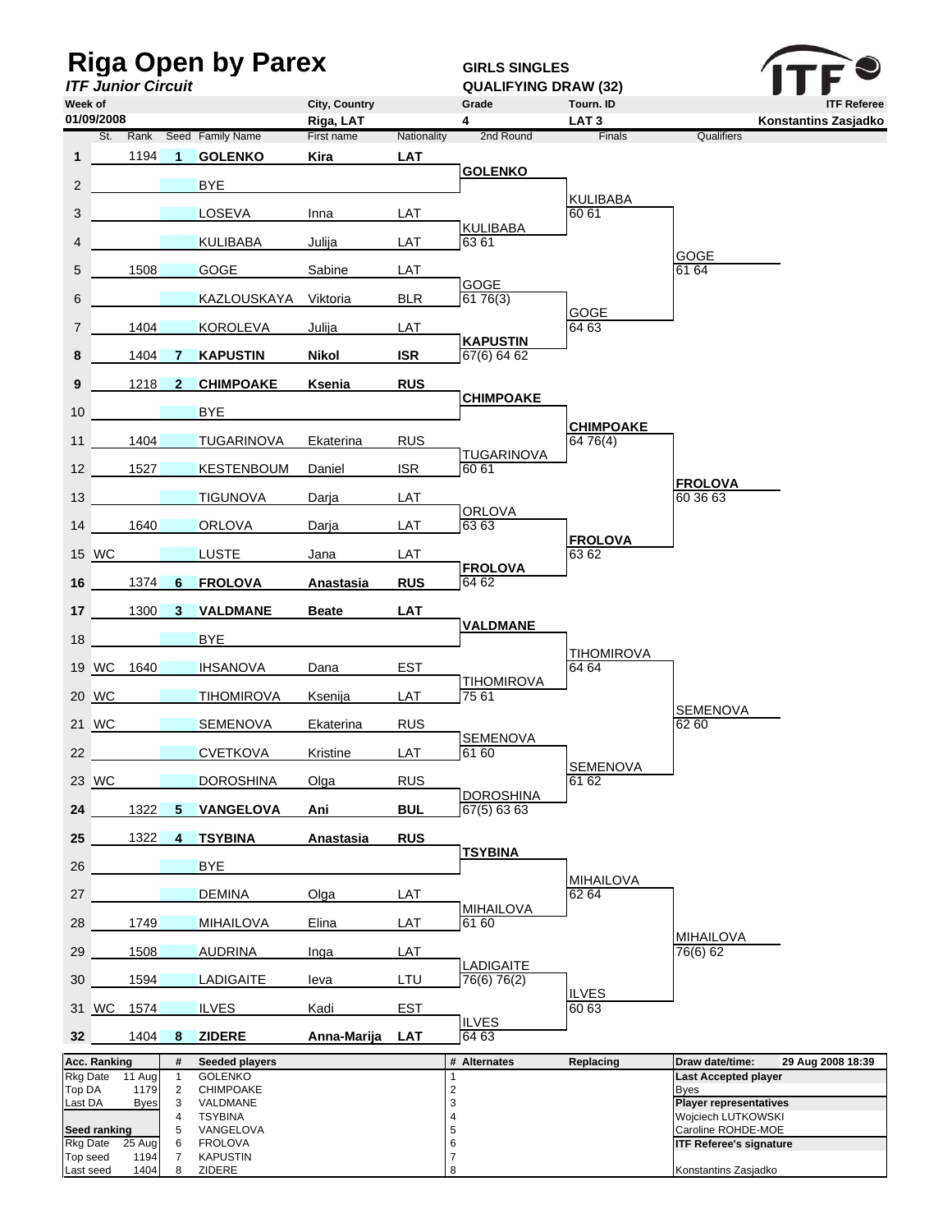# Riga Open by Parex

*ITF Junior Circuit*

**GIRLS SINGLES**
**QUALIFYING DRAW (32)**

| Week of | City, Country | Grade | Tourn. ID | ITF Referee |
|---|---|---|---|---|
| 01/09/2008 | Riga, LAT | 4 | LAT 3 | Konstantins Zasjadko |

| # | St. | Rank | Seed | Family Name | First name | Nationality | 2nd Round | Finals | Qualifiers |
|---|---|---|---|---|---|---|---|---|---|
| **1** | | 1194 | **1** | **GOLENKO** | **Kira** | **LAT** | | | |
| 2 | | | | BYE | | | **GOLENKO** | | |
| 3 | | | | LOSEVA | Inna | LAT | | KULIBABA 60 61 | |
| 4 | | | | KULIBABA | Julija | LAT | KULIBABA 63 61 | | |
| 5 | | 1508 | | GOGE | Sabine | LAT | | | GOGE 61 64 |
| 6 | | | | KAZLOUSKAYA | Viktoria | BLR | GOGE 61 76(3) | | |
| 7 | | 1404 | | KOROLEVA | Julija | LAT | | GOGE 64 63 | |
| **8** | | 1404 | **7** | **KAPUSTIN** | **Nikol** | **ISR** | **KAPUSTIN** 67(6) 64 62 | | |
| **9** | | 1218 | **2** | **CHIMPOAKE** | **Ksenia** | **RUS** | | | |
| 10 | | | | BYE | | | **CHIMPOAKE** | | |
| 11 | | 1404 | | TUGARINOVA | Ekaterina | RUS | | **CHIMPOAKE** 64 76(4) | |
| 12 | | 1527 | | KESTENBOUM | Daniel | ISR | TUGARINOVA 60 61 | | |
| 13 | | | | TIGUNOVA | Darja | LAT | | | **FROLOVA** 60 36 63 |
| 14 | | 1640 | | ORLOVA | Darja | LAT | ORLOVA 63 63 | | |
| 15 | WC | | | LUSTE | Jana | LAT | | **FROLOVA** 63 62 | |
| **16** | | 1374 | **6** | **FROLOVA** | **Anastasia** | **RUS** | **FROLOVA** 64 62 | | |
| **17** | | 1300 | **3** | **VALDMANE** | **Beate** | **LAT** | | | |
| 18 | | | | BYE | | | **VALDMANE** | | |
| 19 | WC | 1640 | | IHSANOVA | Dana | EST | | TIHOMIROVA 64 64 | |
| 20 | WC | | | TIHOMIROVA | Ksenija | LAT | TIHOMIROVA 75 61 | | |
| 21 | WC | | | SEMENOVA | Ekaterina | RUS | | | SEMENOVA 62 60 |
| 22 | | | | CVETKOVA | Kristine | LAT | SEMENOVA 61 60 | | |
| 23 | WC | | | DOROSHINA | Olga | RUS | | SEMENOVA 61 62 | |
| **24** | | 1322 | **5** | **VANGELOVA** | **Ani** | **BUL** | DOROSHINA 67(5) 63 63 | | |
| **25** | | 1322 | **4** | **TSYBINA** | **Anastasia** | **RUS** | | | |
| 26 | | | | BYE | | | **TSYBINA** | | |
| 27 | | | | DEMINA | Olga | LAT | | MIHAILOVA 62 64 | |
| 28 | | 1749 | | MIHAILOVA | Elina | LAT | MIHAILOVA 61 60 | | |
| 29 | | 1508 | | AUDRINA | Inga | LAT | | | MIHAILOVA 76(6) 62 |
| 30 | | 1594 | | LADIGAITE | Ieva | LTU | LADIGAITE 76(6) 76(2) | | |
| 31 | WC | 1574 | | ILVES | Kadi | EST | | ILVES 60 63 | |
| **32** | | 1404 | **8** | **ZIDERE** | **Anna-Marija** | **LAT** | ILVES 64 63 | | |

| Acc. Ranking | | # | Seeded players | # | Alternates | Replacing | Draw date/time: 29 Aug 2008 18:39 |
|---|---|---|---|---|---|---|---|
| Rkg Date | 11 Aug | 1 | GOLENKO | 1 | | | **Last Accepted player** |
| Top DA | 1179 | 2 | CHIMPOAKE | 2 | | | Byes |
| Last DA | Byes | 3 | VALDMANE | 3 | | | **Player representatives** |
| | | 4 | TSYBINA | 4 | | | Wojciech LUTKOWSKI |
| **Seed ranking** | | 5 | VANGELOVA | 5 | | | Caroline ROHDE-MOE |
| Rkg Date | 25 Aug | 6 | FROLOVA | 6 | | | **ITF Referee's signature** |
| Top seed | 1194 | 7 | KAPUSTIN | 7 | | | |
| Last seed | 1404 | 8 | ZIDERE | 8 | | | Konstantins Zasjadko |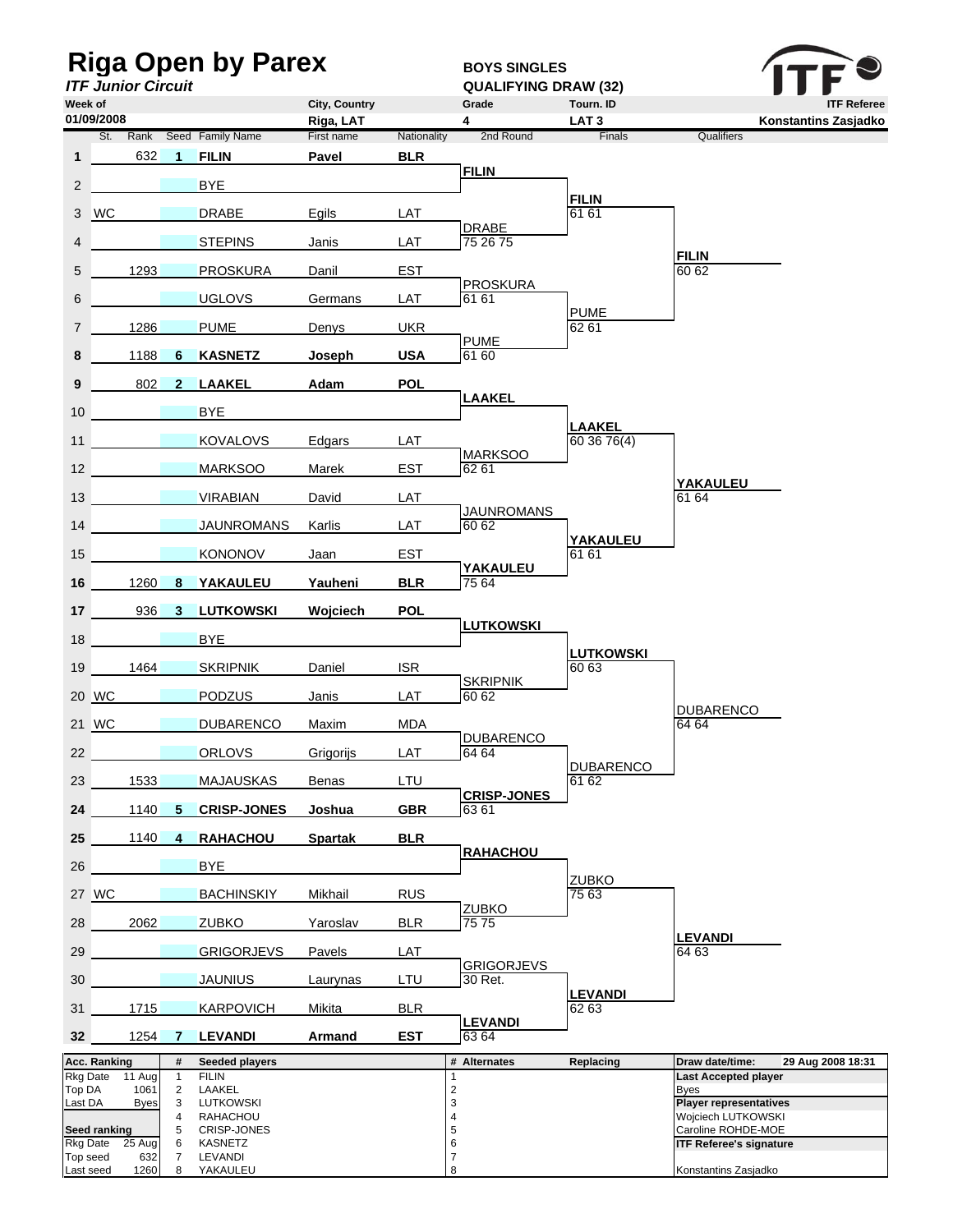# Riga Open by Parex

*ITF Junior Circuit*

**BOYS SINGLES**
**QUALIFYING DRAW (32)**

| Week of | City, Country | Grade | Tourn. ID | ITF Referee |
|---|---|---|---|---|
| 01/09/2008 | Riga, LAT | 4 | LAT 3 | Konstantins Zasjadko |

| # | St. | Rank | Seed | Family Name | First name | Nationality | 2nd Round | Finals | Qualifiers |
|---|---|---|---|---|---|---|---|---|---|
| 1 | | 632 | 1 | **FILIN** | **Pavel** | **BLR** | | | |
| | | | | | | | **FILIN** | | |
| 2 | | | | BYE | | | | | |
| | | | | | | | | **FILIN** 61 61 | |
| 3 | WC | | | DRABE | Egils | LAT | | | |
| | | | | | | | DRABE 75 26 75 | | |
| 4 | | | | STEPINS | Janis | LAT | | | |
| | | | | | | | | | **FILIN** 60 62 |
| 5 | | 1293 | | PROSKURA | Danil | EST | | | |
| | | | | | | | PROSKURA 61 61 | | |
| 6 | | | | UGLOVS | Germans | LAT | | | |
| | | | | | | | | PUME 62 61 | |
| 7 | | 1286 | | PUME | Denys | UKR | | | |
| | | | | | | | PUME 61 60 | | |
| 8 | | 1188 | 6 | **KASNETZ** | **Joseph** | **USA** | | | |
| 9 | | 802 | 2 | **LAAKEL** | **Adam** | **POL** | | | |
| | | | | | | | **LAAKEL** | | |
| 10 | | | | BYE | | | | | |
| | | | | | | | | **LAAKEL** 60 36 76(4) | |
| 11 | | | | KOVALOVS | Edgars | LAT | | | |
| | | | | | | | MARKSOO 62 61 | | |
| 12 | | | | MARKSOO | Marek | EST | | | |
| | | | | | | | | | **YAKAULEU** 61 64 |
| 13 | | | | VIRABIAN | David | LAT | | | |
| | | | | | | | JAUNROMANS 60 62 | | |
| 14 | | | | JAUNROMANS | Karlis | LAT | | | |
| | | | | | | | | **YAKAULEU** 61 61 | |
| 15 | | | | KONONOV | Jaan | EST | | | |
| | | | | | | | **YAKAULEU** 75 64 | | |
| 16 | | 1260 | 8 | **YAKAULEU** | **Yauheni** | **BLR** | | | |
| 17 | | 936 | 3 | **LUTKOWSKI** | **Wojciech** | **POL** | | | |
| | | | | | | | **LUTKOWSKI** | | |
| 18 | | | | BYE | | | | | |
| | | | | | | | | **LUTKOWSKI** 60 63 | |
| 19 | | 1464 | | SKRIPNIK | Daniel | ISR | | | |
| | | | | | | | SKRIPNIK 60 62 | | |
| 20 | WC | | | PODZUS | Janis | LAT | | | |
| | | | | | | | | | DUBARENCO 64 64 |
| 21 | WC | | | DUBARENCO | Maxim | MDA | | | |
| | | | | | | | DUBARENCO 64 64 | | |
| 22 | | | | ORLOVS | Grigorijs | LAT | | | |
| | | | | | | | | DUBARENCO 61 62 | |
| 23 | | 1533 | | MAJAUSKAS | Benas | LTU | | | |
| | | | | | | | **CRISP-JONES** 63 61 | | |
| 24 | | 1140 | 5 | **CRISP-JONES** | **Joshua** | **GBR** | | | |
| 25 | | 1140 | 4 | **RAHACHOU** | **Spartak** | **BLR** | | | |
| | | | | | | | **RAHACHOU** | | |
| 26 | | | | BYE | | | | | |
| | | | | | | | | ZUBKO 75 63 | |
| 27 | WC | | | BACHINSKIY | Mikhail | RUS | | | |
| | | | | | | | ZUBKO 75 75 | | |
| 28 | | 2062 | | ZUBKO | Yaroslav | BLR | | | |
| | | | | | | | | | **LEVANDI** 64 63 |
| 29 | | | | GRIGORJEVS | Pavels | LAT | | | |
| | | | | | | | GRIGORJEVS 30 Ret. | | |
| 30 | | | | JAUNIUS | Laurynas | LTU | | | |
| | | | | | | | | **LEVANDI** 62 63 | |
| 31 | | 1715 | | KARPOVICH | Mikita | BLR | | | |
| | | | | | | | **LEVANDI** 63 64 | | |
| 32 | | 1254 | 7 | **LEVANDI** | **Armand** | **EST** | | | |

| Acc. Ranking | | # | Seeded players | # | Alternates | Replacing | Draw date/time: 29 Aug 2008 18:31 |
|---|---|---|---|---|---|---|---|
| Rkg Date | 11 Aug | 1 | FILIN | 1 | | | **Last Accepted player** |
| Top DA | 1061 | 2 | LAAKEL | 2 | | | Byes |
| Last DA | Byes | 3 | LUTKOWSKI | 3 | | | **Player representatives** |
| | | 4 | RAHACHOU | 4 | | | Wojciech LUTKOWSKI |
| **Seed ranking** | | 5 | CRISP-JONES | 5 | | | Caroline ROHDE-MOE |
| Rkg Date | 25 Aug | 6 | KASNETZ | 6 | | | **ITF Referee's signature** |
| Top seed | 632 | 7 | LEVANDI | 7 | | | |
| Last seed | 1260 | 8 | YAKAULEU | 8 | | | Konstantins Zasjadko |